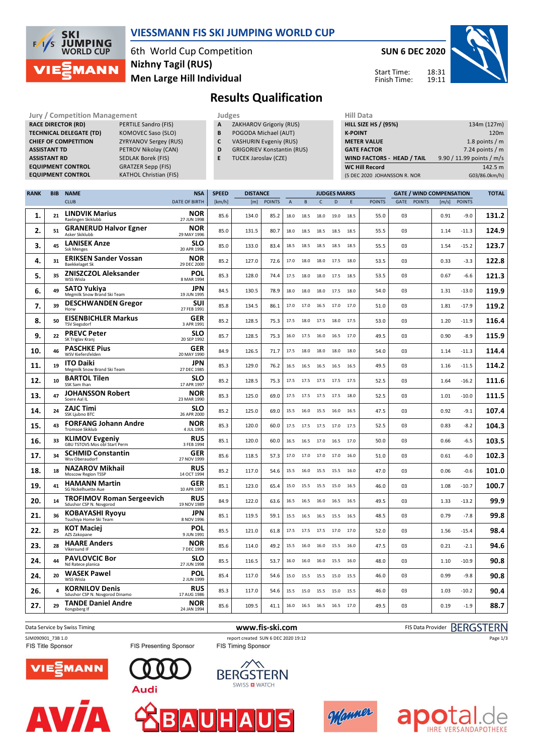# VIESSMANN FIS SKI JUMPING WORLD CUP

6th World Cup Competition
Nizhny Tagil (RUS)
Men Large Hill Individual

**SUN 6 DEC 2020**

Start Time: 18:31
Finish Time: 19:11

## Results Qualification

| Jury / Competition Management | |
|---|---|
| RACE DIRECTOR (RD) | PERTILE Sandro (FIS) |
| TECHNICAL DELEGATE (TD) | KOMOVEC Saso (SLO) |
| CHIEF OF COMPETITION | ZYRYANOV Sergey (RUS) |
| ASSISTANT TD | PETROV Nikolay (CAN) |
| ASSISTANT RD | SEDLAK Borek (FIS) |
| EQUIPMENT CONTROL | GRATZER Sepp (FIS) |
| EQUIPMENT CONTROL | KATHOL Christian (FIS) |

| Judges | |
|---|---|
| A | ZAKHAROV Grigoriy (RUS) |
| B | POGODA Michael (AUT) |
| C | VASHURIN Evgeniy (RUS) |
| D | GRIGORIEV Konstantin (RUS) |
| E | TUCEK Jaroslav (CZE) |

| Hill Data | |
|---|---|
| HILL SIZE HS / (95%) | 134m (127m) |
| K-POINT | 120m |
| METER VALUE | 1.8 points / m |
| GATE FACTOR | 7.24 points / m |
| WIND FACTORS - HEAD / TAIL | 9.90 / 11.99 points / m/s |
| WC Hill Record | 142.5 m |
| (5 DEC 2020 JOHANSSON R. NOR | G03/86.0km/h) |

| RANK | BIB | NAME / CLUB | NSA / DATE OF BIRTH | SPEED [km/h] | DISTANCE [m] | DISTANCE POINTS | A | B | C | D | E | JUDGES POINTS | GATE | GATE POINTS | WIND [m/s] | WIND POINTS | TOTAL |
|---|---|---|---|---|---|---|---|---|---|---|---|---|---|---|---|---|---|
| 1. | 21 | LINDVIK Marius / Raelingen Skiklubb | NOR / 27 JUN 1998 | 85.6 | 134.0 | 85.2 | 18.0 | 18.5 | 18.0 | 19.0 | 18.5 | 55.0 | 03 | | 0.91 | -9.0 | 131.2 |
| 2. | 51 | GRANERUD Halvor Egner / Asker Skiklubb | NOR / 29 MAY 1996 | 85.0 | 131.5 | 80.7 | 18.0 | 18.5 | 18.5 | 18.5 | 18.5 | 55.5 | 03 | | 1.14 | -11.3 | 124.9 |
| 3. | 45 | LANISEK Anze / Ssk Menges | SLO / 20 APR 1996 | 85.0 | 133.0 | 83.4 | 18.5 | 18.5 | 18.5 | 18.5 | 18.5 | 55.5 | 03 | | 1.54 | -15.2 | 123.7 |
| 4. | 31 | ERIKSEN Sander Vossan / Baekkelaget Sk | NOR / 29 DEC 2000 | 85.2 | 127.0 | 72.6 | 17.0 | 18.0 | 18.0 | 17.5 | 18.0 | 53.5 | 03 | | 0.33 | -3.3 | 122.8 |
| 5. | 35 | ZNISZCZOL Aleksander / WSS Wisla | POL / 8 MAR 1994 | 85.3 | 128.0 | 74.4 | 17.5 | 18.0 | 18.0 | 17.5 | 18.5 | 53.5 | 03 | | 0.67 | -6.6 | 121.3 |
| 6. | 49 | SATO Yukiya / Megmilk Snow Brand Ski Team | JPN / 19 JUN 1995 | 84.5 | 130.5 | 78.9 | 18.0 | 18.0 | 18.0 | 17.5 | 18.0 | 54.0 | 03 | | 1.31 | -13.0 | 119.9 |
| 7. | 39 | DESCHWANDEN Gregor / Horw | SUI / 27 FEB 1991 | 85.8 | 134.5 | 86.1 | 17.0 | 17.0 | 16.5 | 17.0 | 17.0 | 51.0 | 03 | | 1.81 | -17.9 | 119.2 |
| 8. | 50 | EISENBICHLER Markus / TSV Siegsdorf | GER / 3 APR 1991 | 85.2 | 128.5 | 75.3 | 17.5 | 18.0 | 17.5 | 18.0 | 17.5 | 53.0 | 03 | | 1.20 | -11.9 | 116.4 |
| 9. | 22 | PREVC Peter / SK Triglav Kranj | SLO / 20 SEP 1992 | 85.7 | 128.5 | 75.3 | 16.0 | 17.5 | 16.0 | 16.5 | 17.0 | 49.5 | 03 | | 0.90 | -8.9 | 115.9 |
| 10. | 46 | PASCHKE Pius / WSV Kiefersfelden | GER / 20 MAY 1990 | 84.9 | 126.5 | 71.7 | 17.5 | 18.0 | 18.0 | 18.0 | 18.0 | 54.0 | 03 | | 1.14 | -11.3 | 114.4 |
| 11. | 19 | ITO Daiki / Megmilk Snow Brand Ski Team | JPN / 27 DEC 1985 | 85.3 | 129.0 | 76.2 | 16.5 | 16.5 | 16.5 | 16.5 | 16.5 | 49.5 | 03 | | 1.16 | -11.5 | 114.2 |
| 12. | 10 | BARTOL Tilen / SSK Sam Ihan | SLO / 17 APR 1997 | 85.2 | 128.5 | 75.3 | 17.5 | 17.5 | 17.5 | 17.5 | 17.5 | 52.5 | 03 | | 1.64 | -16.2 | 111.6 |
| 13. | 47 | JOHANSSON Robert / Soere Aal IL | NOR / 23 MAR 1990 | 85.3 | 125.0 | 69.0 | 17.5 | 17.5 | 17.5 | 17.5 | 18.0 | 52.5 | 03 | | 1.01 | -10.0 | 111.5 |
| 14. | 24 | ZAJC Timi / SSK Ljubno BTC | SLO / 26 APR 2000 | 85.2 | 125.0 | 69.0 | 15.5 | 16.0 | 15.5 | 16.0 | 16.5 | 47.5 | 03 | | 0.92 | -9.1 | 107.4 |
| 15. | 43 | FORFANG Johann Andre / Tromsoe Skiklub | NOR / 4 JUL 1995 | 85.3 | 120.0 | 60.0 | 17.5 | 17.5 | 17.5 | 17.0 | 17.5 | 52.5 | 03 | | 0.83 | -8.2 | 104.3 |
| 16. | 33 | KLIMOV Evgeniy / GBU TSTOVS Mos obl Start Perm | RUS / 3 FEB 1994 | 85.1 | 120.0 | 60.0 | 16.5 | 16.5 | 17.0 | 16.5 | 17.0 | 50.0 | 03 | | 0.66 | -6.5 | 103.5 |
| 17. | 34 | SCHMID Constantin / Wsv Oberaudorf | GER / 27 NOV 1999 | 85.6 | 118.5 | 57.3 | 17.0 | 17.0 | 17.0 | 17.0 | 16.0 | 51.0 | 03 | | 0.61 | -6.0 | 102.3 |
| 18. | 18 | NAZAROV Mikhail / Moscow Region TSSP | RUS / 14 OCT 1994 | 85.2 | 117.0 | 54.6 | 15.5 | 16.0 | 15.5 | 15.5 | 16.0 | 47.0 | 03 | | 0.06 | -0.6 | 101.0 |
| 19. | 41 | HAMANN Martin / SG Nickelhuette Aue | GER / 10 APR 1997 | 85.1 | 123.0 | 65.4 | 15.0 | 15.5 | 15.5 | 15.0 | 16.5 | 46.0 | 03 | | 1.08 | -10.7 | 100.7 |
| 20. | 14 | TROFIMOV Roman Sergeevich / Sdushor CSP N. Novgorod | RUS / 19 NOV 1989 | 84.9 | 122.0 | 63.6 | 16.5 | 16.5 | 16.0 | 16.5 | 16.5 | 49.5 | 03 | | 1.33 | -13.2 | 99.9 |
| 21. | 36 | KOBAYASHI Ryoyu / Tsuchiya Home Ski Team | JPN / 8 NOV 1996 | 85.1 | 119.5 | 59.1 | 15.5 | 16.5 | 16.5 | 15.5 | 16.5 | 48.5 | 03 | | 0.79 | -7.8 | 99.8 |
| 22. | 25 | KOT Maciej / AZS Zakopane | POL / 9 JUN 1991 | 85.5 | 121.0 | 61.8 | 17.5 | 17.5 | 17.5 | 17.0 | 17.0 | 52.0 | 03 | | 1.56 | -15.4 | 98.4 |
| 23. | 28 | HAARE Anders / Vikersund IF | NOR / 7 DEC 1999 | 85.6 | 114.0 | 49.2 | 15.5 | 16.0 | 16.0 | 15.5 | 16.0 | 47.5 | 03 | | 0.21 | -2.1 | 94.6 |
| 24. | 44 | PAVLOVCIC Bor / Nd Ratece planica | SLO / 27 JUN 1998 | 85.5 | 116.5 | 53.7 | 16.0 | 16.0 | 16.0 | 15.5 | 16.0 | 48.0 | 03 | | 1.10 | -10.9 | 90.8 |
| 24. | 20 | WASEK Pawel / WSS Wisla | POL / 2 JUN 1999 | 85.4 | 117.0 | 54.6 | 15.0 | 15.5 | 15.5 | 15.0 | 15.5 | 46.0 | 03 | | 0.99 | -9.8 | 90.8 |
| 26. | 4 | KORNILOV Denis / Sdushor CSP N. Novgorod Dinamo | RUS / 17 AUG 1986 | 85.3 | 117.0 | 54.6 | 15.5 | 15.0 | 15.5 | 15.0 | 15.5 | 46.0 | 03 | | 1.03 | -10.2 | 90.4 |
| 27. | 29 | TANDE Daniel Andre / Kongsberg If | NOR / 24 JAN 1994 | 85.6 | 109.5 | 41.1 | 16.0 | 16.5 | 16.5 | 16.5 | 17.0 | 49.5 | 03 | | 0.19 | -1.9 | 88.7 |

Data Service by Swiss Timing | www.fis-ski.com | FIS Data Provider BERGSTERN

SJM090901_73B 1.0 | report created SUN 6 DEC 2020 19:12

FIS Title Sponsor | FIS Presenting Sponsor | FIS Timing Sponsor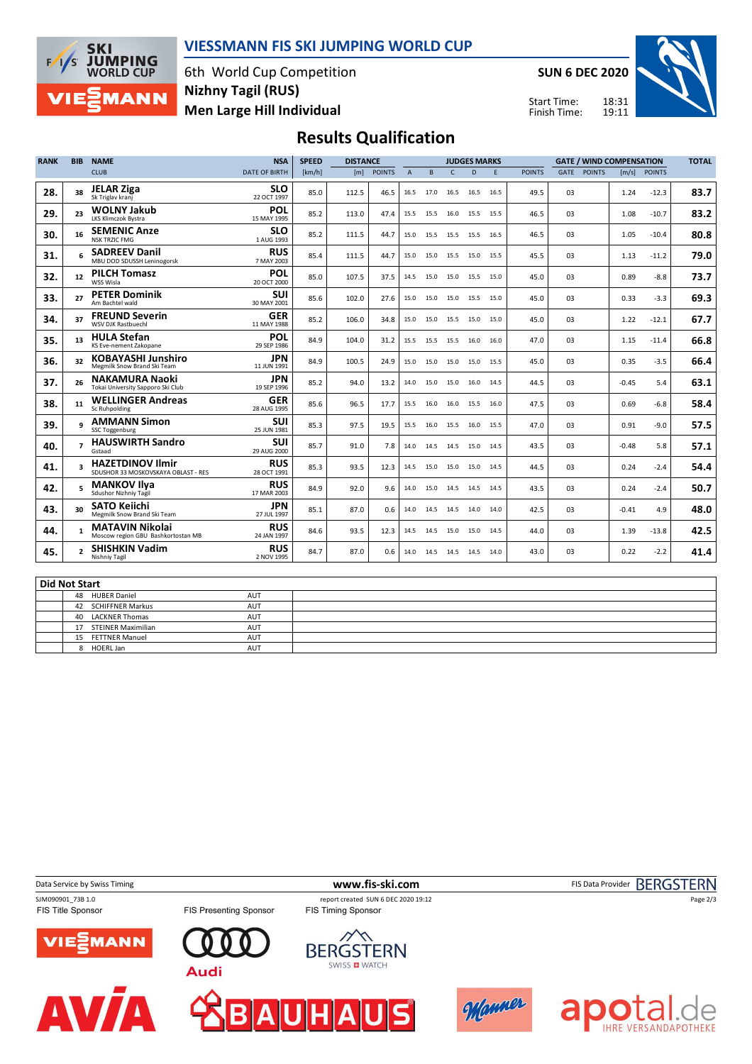# VIESSMANN FIS SKI JUMPING WORLD CUP

6th World Cup Competition
**Nizhny Tagil (RUS)**
**Men Large Hill Individual**

**SUN 6 DEC 2020**

Start Time: 18:31
Finish Time: 19:11

## Results Qualification

| RANK | BIB | NAME / CLUB | NSA / DATE OF BIRTH | SPEED [km/h] | DISTANCE [m] | DISTANCE POINTS | A | B | C | D | E | JUDGES POINTS | GATE | GATE POINTS | WIND [m/s] | WIND POINTS | TOTAL |
|---|---|---|---|---|---|---|---|---|---|---|---|---|---|---|---|---|---|
| 28. | 38 | **JELAR Ziga** Sk Triglav kranj | **SLO** 22 OCT 1997 | 85.0 | 112.5 | 46.5 | 16.5 | 17.0 | 16.5 | 16.5 | 16.5 | 49.5 | 03 | | 1.24 | -12.3 | **83.7** |
| 29. | 23 | **WOLNY Jakub** LKS Klimczok Bystra | **POL** 15 MAY 1995 | 85.2 | 113.0 | 47.4 | 15.5 | 15.5 | 16.0 | 15.5 | 15.5 | 46.5 | 03 | | 1.08 | -10.7 | **83.2** |
| 30. | 16 | **SEMENIC Anze** NSK TRZIC FMG | **SLO** 1 AUG 1993 | 85.2 | 111.5 | 44.7 | 15.0 | 15.5 | 15.5 | 15.5 | 16.5 | 46.5 | 03 | | 1.05 | -10.4 | **80.8** |
| 31. | 6 | **SADREEV Danil** MBU DOD SDUSSH Leninogorsk | **RUS** 7 MAY 2003 | 85.4 | 111.5 | 44.7 | 15.0 | 15.0 | 15.5 | 15.0 | 15.5 | 45.5 | 03 | | 1.13 | -11.2 | **79.0** |
| 32. | 12 | **PILCH Tomasz** WSS Wisla | **POL** 20 OCT 2000 | 85.0 | 107.5 | 37.5 | 14.5 | 15.0 | 15.0 | 15.5 | 15.0 | 45.0 | 03 | | 0.89 | -8.8 | **73.7** |
| 33. | 27 | **PETER Dominik** Am Bachtel wald | **SUI** 30 MAY 2001 | 85.6 | 102.0 | 27.6 | 15.0 | 15.0 | 15.0 | 15.5 | 15.0 | 45.0 | 03 | | 0.33 | -3.3 | **69.3** |
| 34. | 37 | **FREUND Severin** WSV DJK Rastbuechl | **GER** 11 MAY 1988 | 85.2 | 106.0 | 34.8 | 15.0 | 15.0 | 15.5 | 15.0 | 15.0 | 45.0 | 03 | | 1.22 | -12.1 | **67.7** |
| 35. | 13 | **HULA Stefan** KS Eve-nement Zakopane | **POL** 29 SEP 1986 | 84.9 | 104.0 | 31.2 | 15.5 | 15.5 | 15.5 | 16.0 | 16.0 | 47.0 | 03 | | 1.15 | -11.4 | **66.8** |
| 36. | 32 | **KOBAYASHI Junshiro** Megmilk Snow Brand Ski Team | **JPN** 11 JUN 1991 | 84.9 | 100.5 | 24.9 | 15.0 | 15.0 | 15.0 | 15.0 | 15.5 | 45.0 | 03 | | 0.35 | -3.5 | **66.4** |
| 37. | 26 | **NAKAMURA Naoki** Tokai University Sapporo Ski Club | **JPN** 19 SEP 1996 | 85.2 | 94.0 | 13.2 | 14.0 | 15.0 | 15.0 | 16.0 | 14.5 | 44.5 | 03 | | -0.45 | 5.4 | **63.1** |
| 38. | 11 | **WELLINGER Andreas** Sc Ruhpolding | **GER** 28 AUG 1995 | 85.6 | 96.5 | 17.7 | 15.5 | 16.0 | 16.0 | 15.5 | 16.0 | 47.5 | 03 | | 0.69 | -6.8 | **58.4** |
| 39. | 9 | **AMMANN Simon** SSC Toggenburg | **SUI** 25 JUN 1981 | 85.3 | 97.5 | 19.5 | 15.5 | 16.0 | 15.5 | 16.0 | 15.5 | 47.0 | 03 | | 0.91 | -9.0 | **57.5** |
| 40. | 7 | **HAUSWIRTH Sandro** Gstaad | **SUI** 29 AUG 2000 | 85.7 | 91.0 | 7.8 | 14.0 | 14.5 | 14.5 | 15.0 | 14.5 | 43.5 | 03 | | -0.48 | 5.8 | **57.1** |
| 41. | 3 | **HAZETDINOV Ilmir** SDUSHOR 33 MOSKOVSKAYA OBLAST - RES | **RUS** 28 OCT 1991 | 85.3 | 93.5 | 12.3 | 14.5 | 15.0 | 15.0 | 15.0 | 14.5 | 44.5 | 03 | | 0.24 | -2.4 | **54.4** |
| 42. | 5 | **MANKOV Ilya** Sdushor Nizhniy Tagil | **RUS** 17 MAR 2003 | 84.9 | 92.0 | 9.6 | 14.0 | 15.0 | 14.5 | 14.5 | 14.5 | 43.5 | 03 | | 0.24 | -2.4 | **50.7** |
| 43. | 30 | **SATO Keiichi** Megmilk Snow Brand Ski Team | **JPN** 27 JUL 1997 | 85.1 | 87.0 | 0.6 | 14.0 | 14.5 | 14.5 | 14.0 | 14.0 | 42.5 | 03 | | -0.41 | 4.9 | **48.0** |
| 44. | 1 | **MATAVIN Nikolai** Moscow region GBU Bashkortostan MB | **RUS** 24 JAN 1997 | 84.6 | 93.5 | 12.3 | 14.5 | 14.5 | 15.0 | 15.0 | 14.5 | 44.0 | 03 | | 1.39 | -13.8 | **42.5** |
| 45. | 2 | **SHISHKIN Vadim** Nishniy Tagil | **RUS** 2 NOV 1995 | 84.7 | 87.0 | 0.6 | 14.0 | 14.5 | 14.5 | 14.5 | 14.0 | 43.0 | 03 | | 0.22 | -2.2 | **41.4** |

**Did Not Start**

| BIB | NAME | NSA |
|---|---|---|
| 48 | HUBER Daniel | AUT |
| 42 | SCHIFFNER Markus | AUT |
| 40 | LACKNER Thomas | AUT |
| 17 | STEINER Maximilian | AUT |
| 15 | FETTNER Manuel | AUT |
| 8 | HOERL Jan | AUT |

Data Service by Swiss Timing — www.fis-ski.com — FIS Data Provider BERGSTERN

SJM090901_73B 1.0 — report created SUN 6 DEC 2020 19:12

FIS Title Sponsor: VIESSMANN — FIS Presenting Sponsor: Audi — FIS Timing Sponsor: BERGSTERN SWISS WATCH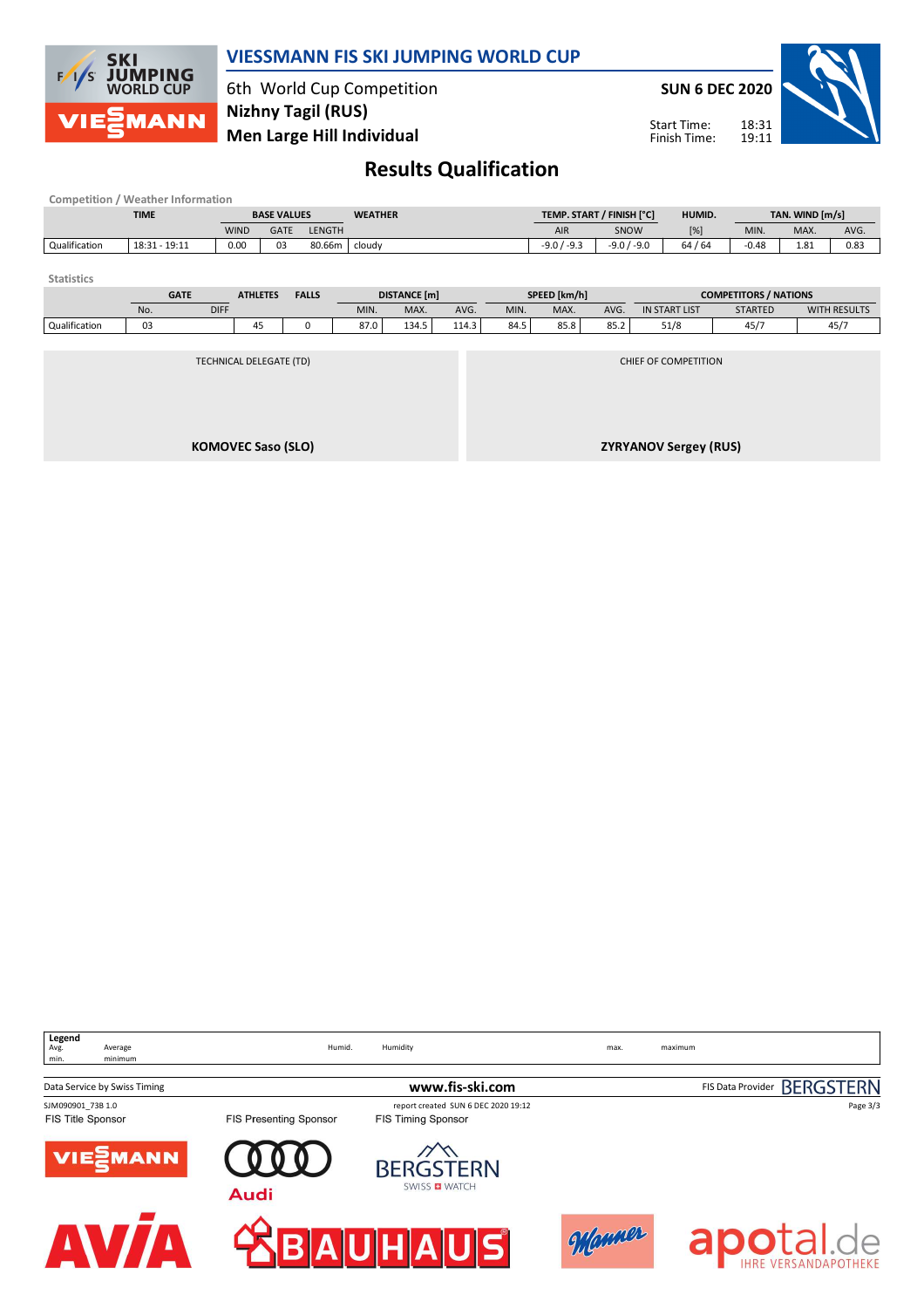# VIESSMANN FIS SKI JUMPING WORLD CUP

6th World Cup Competition

**Nizhny Tagil (RUS)**

**Men Large Hill Individual**

**SUN 6 DEC 2020**

Start Time: 18:31
Finish Time: 19:11

## Results Qualification

Competition / Weather Information

| | TIME | BASE VALUES | | | WEATHER | TEMP. START / FINISH [°C] | | HUMID. | TAN. WIND [m/s] | | |
|---|---|---|---|---|---|---|---|---|---|---|---|
| | | WIND | GATE | LENGTH | | AIR | SNOW | [%] | MIN. | MAX. | AVG. |
| Qualification | 18:31 - 19:11 | 0.00 | 03 | 80.66m | cloudy | -9.0 / -9.3 | -9.0 / -9.0 | 64 / 64 | -0.48 | 1.81 | 0.83 |

Statistics

| | GATE | | ATHLETES | FALLS | DISTANCE [m] | | | SPEED [km/h] | | | COMPETITORS / NATIONS | | |
|---|---|---|---|---|---|---|---|---|---|---|---|---|---|
| | No. | DIFF | | | MIN. | MAX. | AVG. | MIN. | MAX. | AVG. | IN START LIST | STARTED | WITH RESULTS |
| Qualification | 03 | | 45 | 0 | 87.0 | 134.5 | 114.3 | 84.5 | 85.8 | 85.2 | 51/8 | 45/7 | 45/7 |

| TECHNICAL DELEGATE (TD) | CHIEF OF COMPETITION |
|---|---|
| **KOMOVEC Saso (SLO)** | **ZYRYANOV Sergey (RUS)** |

**Legend**
Avg. Average
min. minimum
Humid. Humidity
max. maximum

Data Service by Swiss Timing
www.fis-ski.com
FIS Data Provider BERGSTERN
SJM090901_73B 1.0
report created SUN 6 DEC 2020 19:12

FIS Title Sponsor
FIS Presenting Sponsor
FIS Timing Sponsor